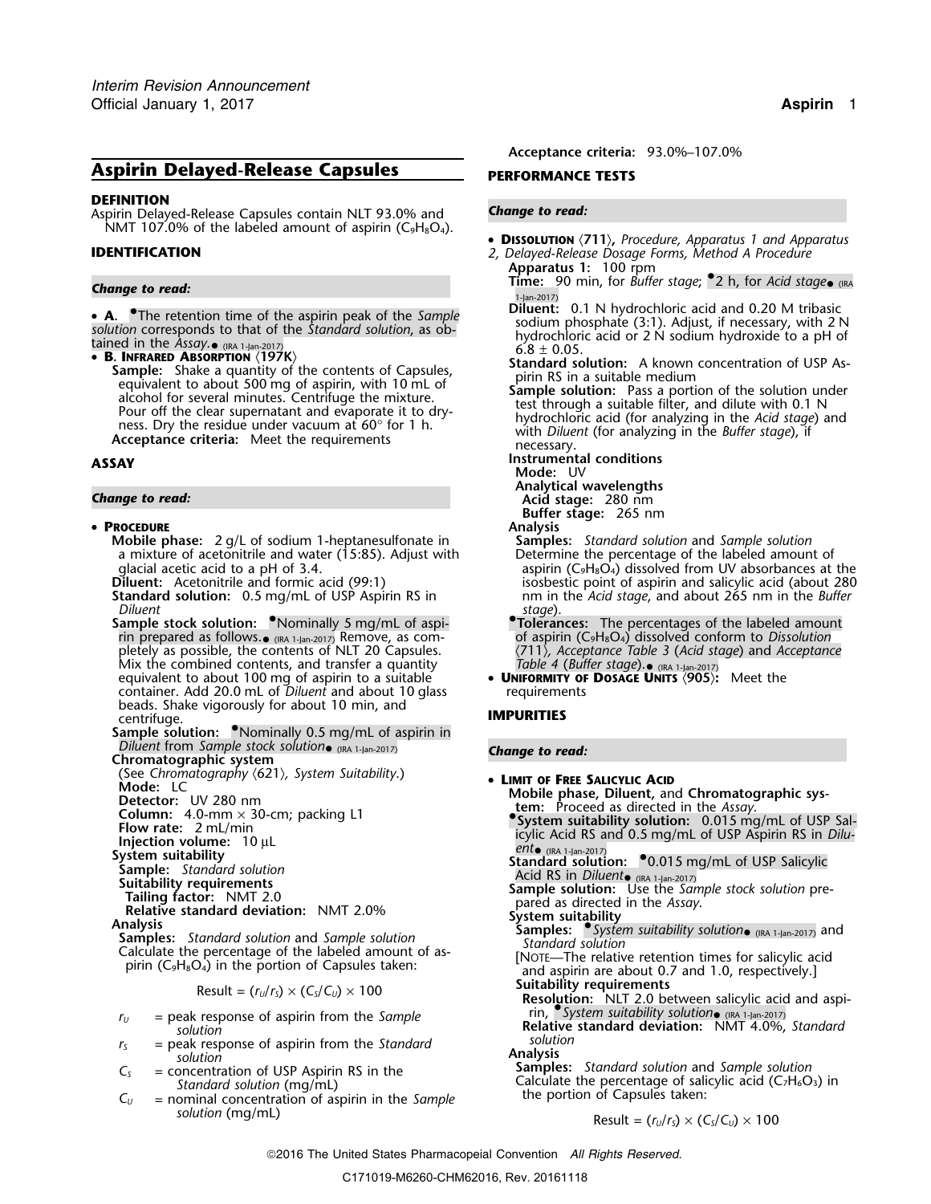# Aspirin Delayed-Release Capsules

## DEFINITION

Aspirin Delayed-Release Capsules contain NLT 93.0% and NMT 107.0% of the labeled amount of aspirin ($C_9H_8O_4$).

## IDENTIFICATION

*Change to read:*

- **A.** •The retention time of the aspirin peak of the *Sample solution* corresponds to that of the *Standard solution*, as obtained in the *Assay*.• (IRA 1-Jan-2017)
- **B. Infrared Absorption ⟨197K⟩**

  **Sample:** Shake a quantity of the contents of Capsules, equivalent to about 500 mg of aspirin, with 10 mL of alcohol for several minutes. Centrifuge the mixture. Pour off the clear supernatant and evaporate it to dryness. Dry the residue under vacuum at 60° for 1 h.

  **Acceptance criteria:** Meet the requirements

## ASSAY

*Change to read:*

- **Procedure**

  **Mobile phase:** 2 g/L of sodium 1-heptanesulfonate in a mixture of acetonitrile and water (15:85). Adjust with glacial acetic acid to a pH of 3.4.

  **Diluent:** Acetonitrile and formic acid (99:1)

  **Standard solution:** 0.5 mg/mL of USP Aspirin RS in *Diluent*

  **Sample stock solution:** •Nominally 5 mg/mL of aspirin prepared as follows.• (IRA 1-Jan-2017) Remove, as completely as possible, the contents of NLT 20 Capsules. Mix the combined contents, and transfer a quantity equivalent to about 100 mg of aspirin to a suitable container. Add 20.0 mL of *Diluent* and about 10 glass beads. Shake vigorously for about 10 min, and centrifuge.

  **Sample solution:** •Nominally 0.5 mg/mL of aspirin in *Diluent* from *Sample stock solution*• (IRA 1-Jan-2017)

  **Chromatographic system**

  (See *Chromatography ⟨621⟩, System Suitability.*)

  **Mode:** LC

  **Detector:** UV 280 nm

  **Column:** 4.0-mm × 30-cm; packing L1

  **Flow rate:** 2 mL/min

  **Injection volume:** 10 µL

  **System suitability**

  **Sample:** *Standard solution*

  **Suitability requirements**

  **Tailing factor:** NMT 2.0

  **Relative standard deviation:** NMT 2.0%

  **Analysis**

  **Samples:** *Standard solution* and *Sample solution*

  Calculate the percentage of the labeled amount of aspirin ($C_9H_8O_4$) in the portion of Capsules taken:

  $$\text{Result} = (r_U/r_S) \times (C_S/C_U) \times 100$$

  $r_U$ = peak response of aspirin from the *Sample solution*

  $r_S$ = peak response of aspirin from the *Standard solution*

  $C_S$ = concentration of USP Aspirin RS in the *Standard solution* (mg/mL)

  $C_U$ = nominal concentration of aspirin in the *Sample solution* (mg/mL)

  **Acceptance criteria:** 93.0%–107.0%

## PERFORMANCE TESTS

*Change to read:*

- **Dissolution ⟨711⟩,** *Procedure, Apparatus 1 and Apparatus 2, Delayed-Release Dosage Forms, Method A Procedure*

  **Apparatus 1:** 100 rpm

  **Time:** 90 min, for *Buffer stage*; •2 h, for *Acid stage*• (IRA 1-Jan-2017)

  **Diluent:** 0.1 N hydrochloric acid and 0.20 M tribasic sodium phosphate (3:1). Adjust, if necessary, with 2 N hydrochloric acid or 2 N sodium hydroxide to a pH of 6.8 ± 0.05.

  **Standard solution:** A known concentration of USP Aspirin RS in a suitable medium

  **Sample solution:** Pass a portion of the solution under test through a suitable filter, and dilute with 0.1 N hydrochloric acid (for analyzing in the *Acid stage*) and with *Diluent* (for analyzing in the *Buffer stage*), if necessary.

  **Instrumental conditions**

  **Mode:** UV

  **Analytical wavelengths**

  **Acid stage:** 280 nm

  **Buffer stage:** 265 nm

  **Analysis**

  **Samples:** *Standard solution* and *Sample solution*

  Determine the percentage of the labeled amount of aspirin ($C_9H_8O_4$) dissolved from UV absorbances at the isosbestic point of aspirin and salicylic acid (about 280 nm in the *Acid stage*, and about 265 nm in the *Buffer stage*).

  •**Tolerances:** The percentages of the labeled amount of aspirin ($C_9H_8O_4$) dissolved conform to *Dissolution ⟨711⟩, Acceptance Table 3* (*Acid stage*) and *Acceptance Table 4* (*Buffer stage*).• (IRA 1-Jan-2017)

- **Uniformity of Dosage Units ⟨905⟩:** Meet the requirements

## IMPURITIES

*Change to read:*

- **Limit of Free Salicylic Acid**

  **Mobile phase, Diluent,** and **Chromatographic system:** Proceed as directed in the *Assay*.

  •**System suitability solution:** 0.015 mg/mL of USP Salicylic Acid RS and 0.5 mg/mL of USP Aspirin RS in *Diluent*• (IRA 1-Jan-2017)

  **Standard solution:** •0.015 mg/mL of USP Salicylic Acid RS in *Diluent*• (IRA 1-Jan-2017)

  **Sample solution:** Use the *Sample stock solution* prepared as directed in the *Assay*.

  **System suitability**

  **Samples:** •*System suitability solution*• (IRA 1-Jan-2017) and *Standard solution*

  [Note—The relative retention times for salicylic acid and aspirin are about 0.7 and 1.0, respectively.]

  **Suitability requirements**

  **Resolution:** NLT 2.0 between salicylic acid and aspirin, •*System suitability solution*• (IRA 1-Jan-2017)

  **Relative standard deviation:** NMT 4.0%, *Standard solution*

  **Analysis**

  **Samples:** *Standard solution* and *Sample solution*

  Calculate the percentage of salicylic acid ($C_7H_6O_3$) in the portion of Capsules taken:

  $$\text{Result} = (r_U/r_S) \times (C_S/C_U) \times 100$$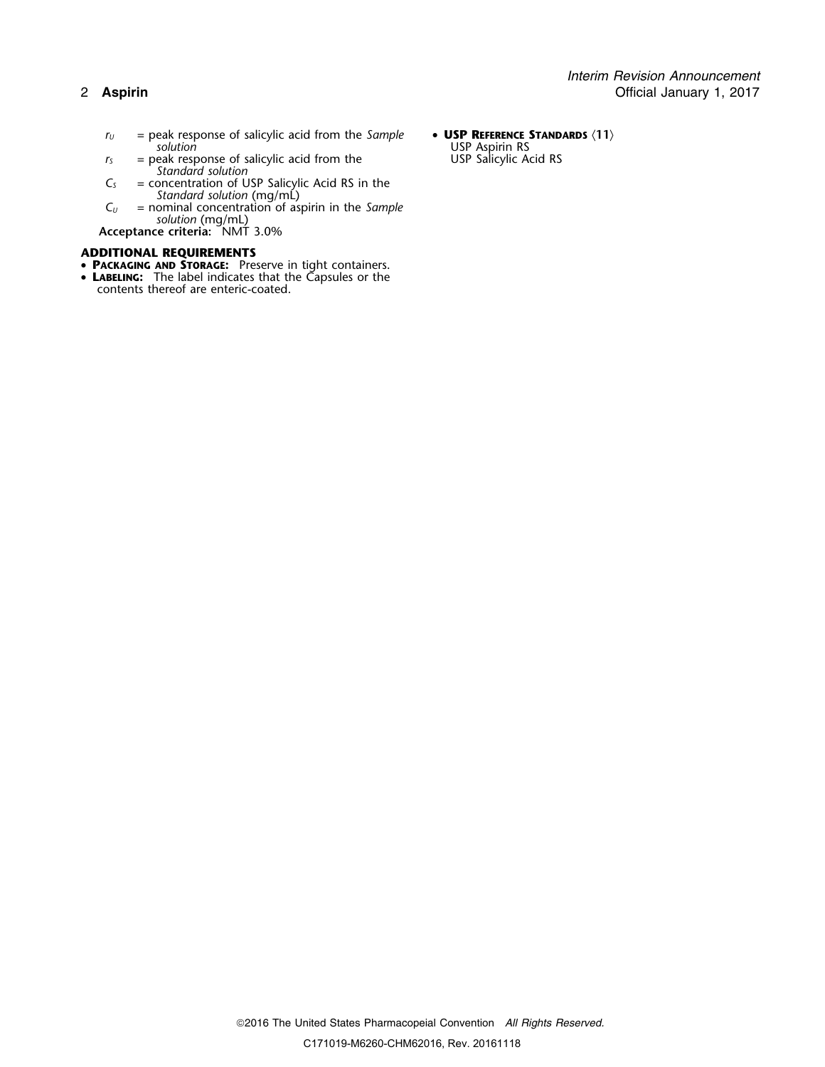$r_U$ = peak response of salicylic acid from the *Sample solution*

$r_S$ = peak response of salicylic acid from the *Standard solution*

$C_S$ = concentration of USP Salicylic Acid RS in the *Standard solution* (mg/mL)

$C_U$ = nominal concentration of aspirin in the *Sample solution* (mg/mL)

**Acceptance criteria:** NMT 3.0%

### ADDITIONAL REQUIREMENTS

- **PACKAGING AND STORAGE:** Preserve in tight containers.
- **LABELING:** The label indicates that the Capsules or the contents thereof are enteric-coated.
- **USP REFERENCE STANDARDS ⟨11⟩**
  USP Aspirin RS
  USP Salicylic Acid RS